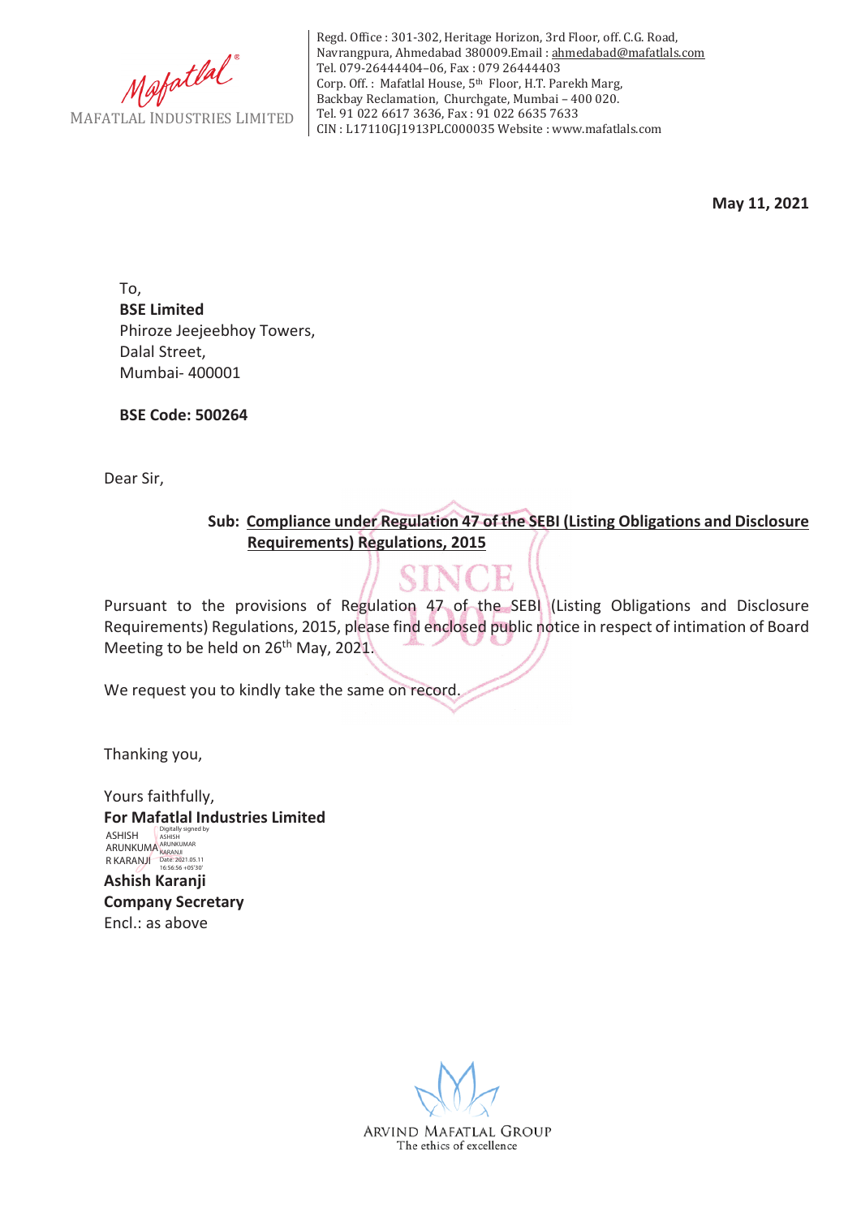Mafatlal

MAFATLAL INDUSTRIES LIMITED

Regd. Office : 301-302, Heritage Horizon, 3rd Floor, off. C.G. Road, Navrangpura, Ahmedabad 380009.Email : ahmedabad@mafatlals.com
Tel. 079-26444404–06, Fax : 079 26444403
Corp. Off. : Mafatlal House, 5th Floor, H.T. Parekh Marg, Backbay Reclamation, Churchgate, Mumbai – 400 020.
Tel. 91 022 6617 3636, Fax : 91 022 6635 7633
CIN : L17110GJ1913PLC000035 Website : www.mafatlals.com

**May 11, 2021**

To,
**BSE Limited**
Phiroze Jeejeebhoy Towers,
Dalal Street,
Mumbai- 400001

**BSE Code: 500264**

Dear Sir,

**Sub: Compliance under Regulation 47 of the SEBI (Listing Obligations and Disclosure Requirements) Regulations, 2015**

Pursuant to the provisions of Regulation 47 of the SEBI (Listing Obligations and Disclosure Requirements) Regulations, 2015, please find enclosed public notice in respect of intimation of Board Meeting to be held on 26th May, 2021.

We request you to kindly take the same on record.

Thanking you,

Yours faithfully,
**For Mafatlal Industries Limited**

ASHISH ARUNKUMAR KARANJI
Digitally signed by ASHISH ARUNKUMAR KARANJI
Date: 2021.05.11 16:56:56 +05'30'

**Ashish Karanji**
**Company Secretary**
Encl.: as above

ARVIND MAFATLAL GROUP
The ethics of excellence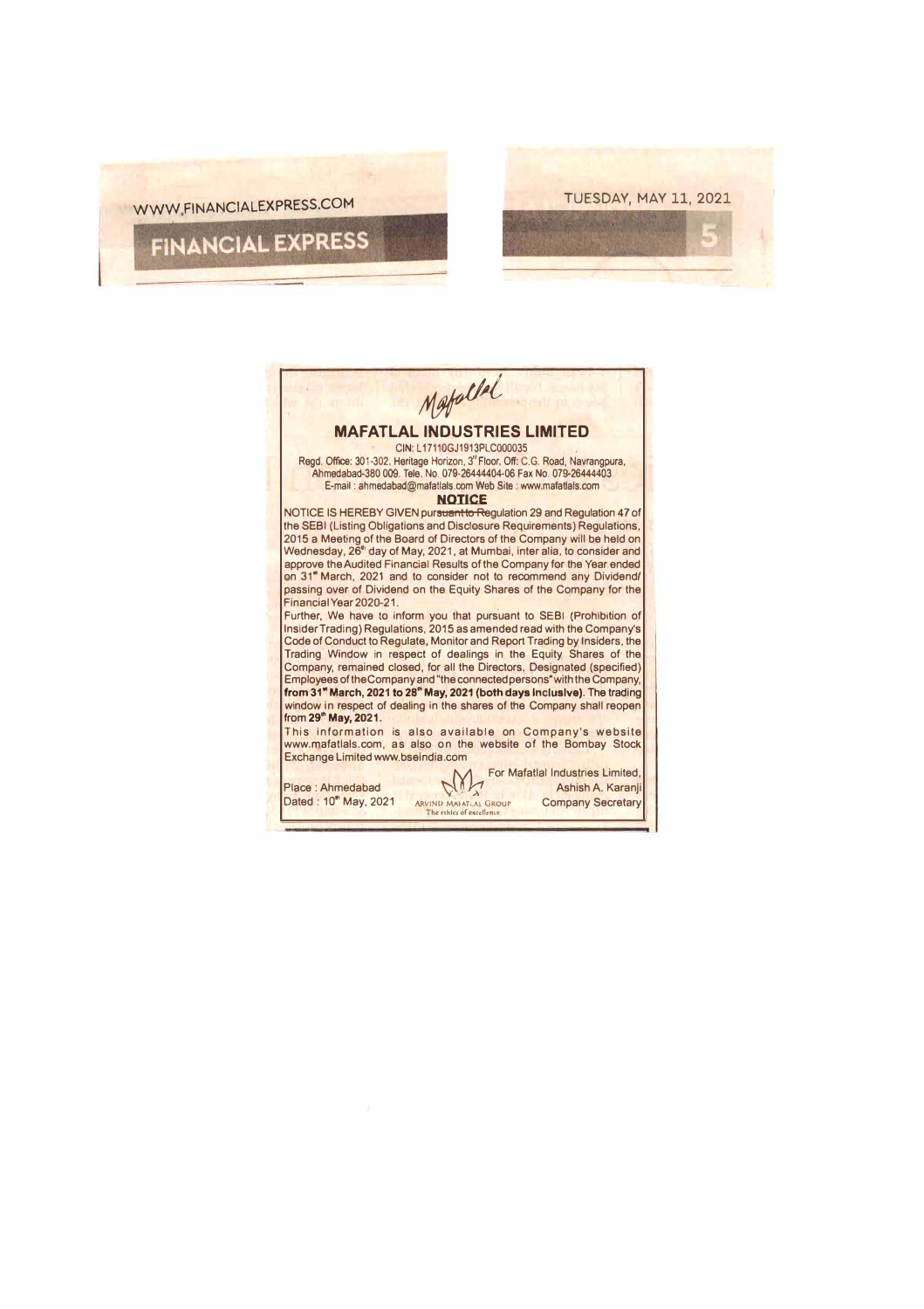# MAFATLAL INDUSTRIES LIMITED

CIN: L17110GJ1913PLC000035

Regd. Office: 301-302, Heritage Horizon, 3rd Floor, Off: C.G. Road, Navrangpura, Ahmedabad-380 009. Tele. No. 079-26444404-06 Fax No. 079-26444403
E-mail : ahmedabad@mafatlals.com Web Site : www.mafatlals.com

## NOTICE

NOTICE IS HEREBY GIVEN pursuant to Regulation 29 and Regulation 47 of the SEBI (Listing Obligations and Disclosure Requirements) Regulations, 2015 a Meeting of the Board of Directors of the Company will be held on Wednesday, 26th day of May, 2021, at Mumbai, inter alia, to consider and approve the Audited Financial Results of the Company for the Year ended on 31st March, 2021 and to consider not to recommend any Dividend/ passing over of Dividend on the Equity Shares of the Company for the Financial Year 2020-21.

Further, We have to inform you that pursuant to SEBI (Prohibition of Insider Trading) Regulations, 2015 as amended read with the Company's Code of Conduct to Regulate, Monitor and Report Trading by Insiders, the Trading Window in respect of dealings in the Equity Shares of the Company, remained closed, for all the Directors, Designated (specified) Employees of the Company and "the connected persons" with the Company, **from 31st March, 2021 to 28th May, 2021 (both days inclusive)**. The trading window in respect of dealing in the shares of the Company shall reopen from **29th May, 2021.**

This information is also available on Company's website www.mafatlals.com, as also on the website of the Bombay Stock Exchange Limited www.bseindia.com

Place : Ahmedabad
Dated : 10th May, 2021

ARVIND MAFATLAL GROUP
The ethics of excellence

For Mafatlal Industries Limited,
Ashish A. Karanji
Company Secretary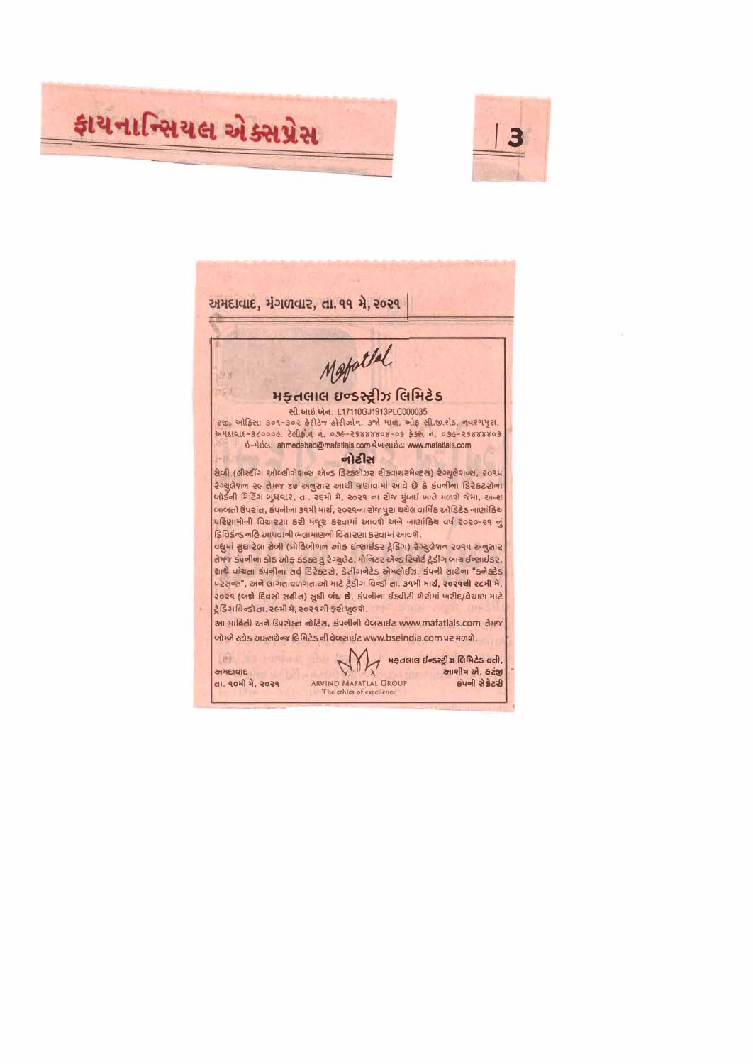# ફાયનાન્સિયલ એક્સપ્રેસ

અમદાવાદ, મંગળવાર, તા. ૧૧ મે, ૨૦૨૧

Mafatlal

## મફતલાલ ઇન્ડસ્ટ્રીઝ લિમિટેડ

સી.આઇ.એન: L17110GJ1913PLC000035

રજી. ઓફિસ: ૩૦૧-૩૦૨ હેરીટેજ હોરીઝોન, ૩જો માળ, ઓફ સી.જી.રોડ, નવરંગપુરા, અમદાવાદ-૩૮૦૦૦૯. ટેલીફોન નં. ૦૭૯-૨૬૪૪૪૪૦૪-૦૬ ફેક્સ નં. ૦૭૯-૨૬૪૪૪૪૦૩

ઇ-મેઇલ: ahmedabad@mafatlals.com વેબસાઇટ: www.mafatlals.com

### નોટીસ

સેબી (લીસ્ટીંગ ઓબ્લીગેશન્સ એન્ડ ડિસ્કલોઝર રીક્વાયરમેન્ટસ) રેગ્યુલેશન્સ, ૨૦૧૫ રેગ્યુલેશન ૨૯ તેમજ ૪૭ અનુસાર આથી જણાવવામાં આવે છે કે કંપનીના ડિરેક્ટરોના બોર્ડની મિટિંગ બુધવાર, તા. ૨૬મી મે, ૨૦૨૧ ના રોજ મુંબઇ ખાતે મળશે જેમા, અન્ય બાબતો ઉપરાંત, કંપનીના ૩૧મી માર્ચ, ૨૦૨૧ના રોજ પુરા થયેલ વાર્ષિક ઓડિટેડ નાણાંકિય પરિણામોની વિચારણા કરી મંજૂર કરવામાં આવશે અને નાણાંકિય વર્ષ ૨૦૨૦-૨૧ નું ડિવિડન્ડ નહિ આપવાની ભલામણની વિચારણા કરવામાં આવશે.

વધુમાં સુધારેલા સેબી (પ્રોહિબીશન ઓફ ઇન્સાઇડર ટ્રેડિંગ) રેગ્યુલેશન ૨૦૧૫ અનુસાર તેમજ કંપનીના કોડ ઓફ કંડક્ટ ટુ રેગ્યુલેટ, મોનિટર એન્ડ રિપોર્ટ ટ્રેડીંગ બાય ઇન્સાઇડર, સાથે વાંચતા કંપનીના સર્વ ડિરેક્ટરો, ડેસીગનેટેડ એમ્પ્લોઇઝ, કંપની સાથેના "કનેક્ટેડ પરસન્સ", અને લાગતાવળગતાઓ માટે ટ્રેડીંગ વિન્ડો તા. **૩૧મી માર્ચ, ૨૦૨૧થી ૨૮મી મે, ૨૦૨૧ (બન્ને દિવસો સહીત)** સુધી બંધ છે. કંપનીના ઇક્વીટી શેરોમાં ખરીદ/વેચાણ માટે ટ્રેડિંગ વિન્ડો તા. ૨૯મી મે, ૨૦૨૧થી ફરી ખુલશે.

આ માહિતી અને ઉપરોક્ત નોટિસ, કંપનીની વેબસાઇટ www.mafatlals.com તેમજ બોમ્બે સ્ટોક એક્સચેન્જ લિમિટેડ ની વેબસાઇટ www.bseindia.com પર મળશે.

અમદાવાદ
તા. ૧૦મી મે, ૨૦૨૧

ARVIND MAFATLAL GROUP
The ethics of excellence

મફતલાલ ઇન્ડસ્ટ્રીઝ લિમિટેડ વતી,
આશીષ એ. કરંજી
કંપની સેક્રેટરી